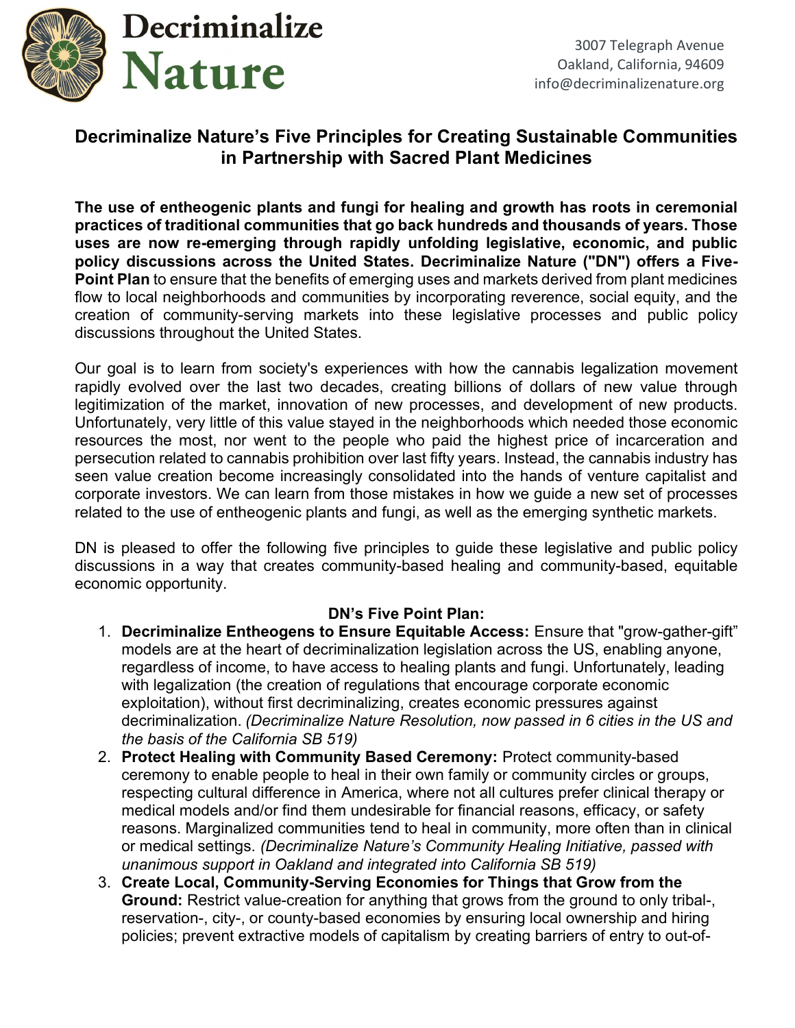# Decriminalize Nature

3007 Telegraph Avenue
Oakland, California, 94609
info@decriminalizenature.org

## Decriminalize Nature's Five Principles for Creating Sustainable Communities in Partnership with Sacred Plant Medicines

**The use of entheogenic plants and fungi for healing and growth has roots in ceremonial practices of traditional communities that go back hundreds and thousands of years. Those uses are now re-emerging through rapidly unfolding legislative, economic, and public policy discussions across the United States. Decriminalize Nature ("DN") offers a Five-Point Plan** to ensure that the benefits of emerging uses and markets derived from plant medicines flow to local neighborhoods and communities by incorporating reverence, social equity, and the creation of community-serving markets into these legislative processes and public policy discussions throughout the United States.

Our goal is to learn from society's experiences with how the cannabis legalization movement rapidly evolved over the last two decades, creating billions of dollars of new value through legitimization of the market, innovation of new processes, and development of new products. Unfortunately, very little of this value stayed in the neighborhoods which needed those economic resources the most, nor went to the people who paid the highest price of incarceration and persecution related to cannabis prohibition over last fifty years. Instead, the cannabis industry has seen value creation become increasingly consolidated into the hands of venture capitalist and corporate investors. We can learn from those mistakes in how we guide a new set of processes related to the use of entheogenic plants and fungi, as well as the emerging synthetic markets.

DN is pleased to offer the following five principles to guide these legislative and public policy discussions in a way that creates community-based healing and community-based, equitable economic opportunity.

**DN's Five Point Plan:**

1. **Decriminalize Entheogens to Ensure Equitable Access:** Ensure that "grow-gather-gift" models are at the heart of decriminalization legislation across the US, enabling anyone, regardless of income, to have access to healing plants and fungi. Unfortunately, leading with legalization (the creation of regulations that encourage corporate economic exploitation), without first decriminalizing, creates economic pressures against decriminalization. *(Decriminalize Nature Resolution, now passed in 6 cities in the US and the basis of the California SB 519)*
2. **Protect Healing with Community Based Ceremony:** Protect community-based ceremony to enable people to heal in their own family or community circles or groups, respecting cultural difference in America, where not all cultures prefer clinical therapy or medical models and/or find them undesirable for financial reasons, efficacy, or safety reasons. Marginalized communities tend to heal in community, more often than in clinical or medical settings. *(Decriminalize Nature's Community Healing Initiative, passed with unanimous support in Oakland and integrated into California SB 519)*
3. **Create Local, Community-Serving Economies for Things that Grow from the Ground:** Restrict value-creation for anything that grows from the ground to only tribal-, reservation-, city-, or county-based economies by ensuring local ownership and hiring policies; prevent extractive models of capitalism by creating barriers of entry to out-of-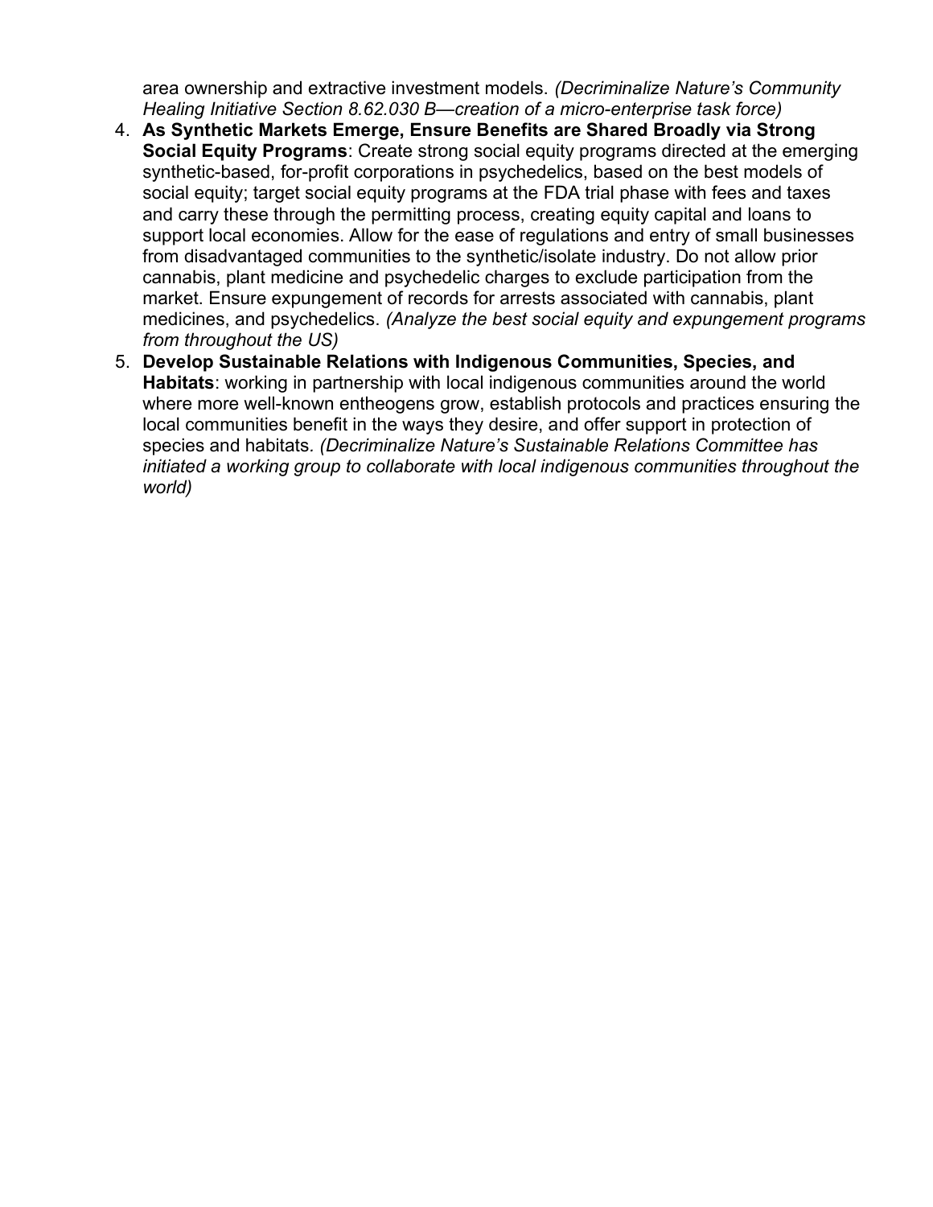area ownership and extractive investment models. *(Decriminalize Nature's Community Healing Initiative Section 8.62.030 B—creation of a micro-enterprise task force)*

4. **As Synthetic Markets Emerge, Ensure Benefits are Shared Broadly via Strong Social Equity Programs**: Create strong social equity programs directed at the emerging synthetic-based, for-profit corporations in psychedelics, based on the best models of social equity; target social equity programs at the FDA trial phase with fees and taxes and carry these through the permitting process, creating equity capital and loans to support local economies. Allow for the ease of regulations and entry of small businesses from disadvantaged communities to the synthetic/isolate industry. Do not allow prior cannabis, plant medicine and psychedelic charges to exclude participation from the market. Ensure expungement of records for arrests associated with cannabis, plant medicines, and psychedelics. *(Analyze the best social equity and expungement programs from throughout the US)*
5. **Develop Sustainable Relations with Indigenous Communities, Species, and Habitats**: working in partnership with local indigenous communities around the world where more well-known entheogens grow, establish protocols and practices ensuring the local communities benefit in the ways they desire, and offer support in protection of species and habitats. *(Decriminalize Nature's Sustainable Relations Committee has initiated a working group to collaborate with local indigenous communities throughout the world)*